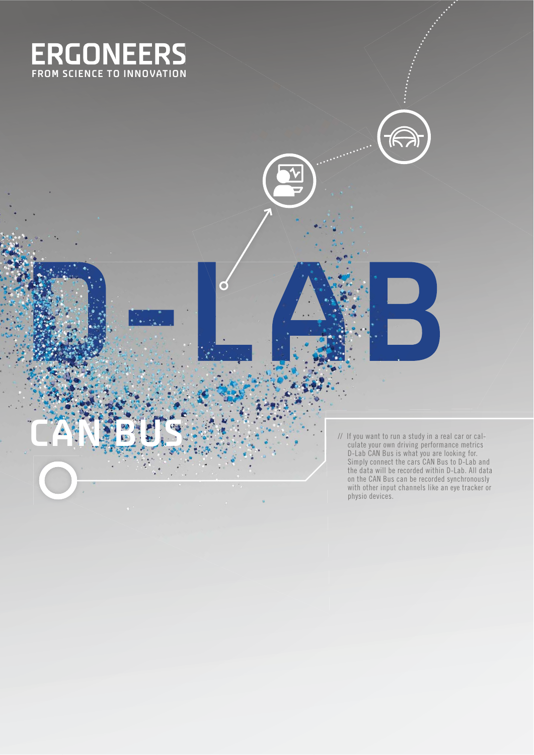# ERGONEERS

FROM SCIENCE TO INNOVATION

# D-LAB

## CAN BUS

// If you want to run a study in a real car or calculate your own driving performance metrics D-Lab CAN Bus is what you are looking for. Simply connect the cars CAN Bus to D-Lab and the data will be recorded within D-Lab. All data on the CAN Bus can be recorded synchronously with other input channels like an eye tracker or physio devices.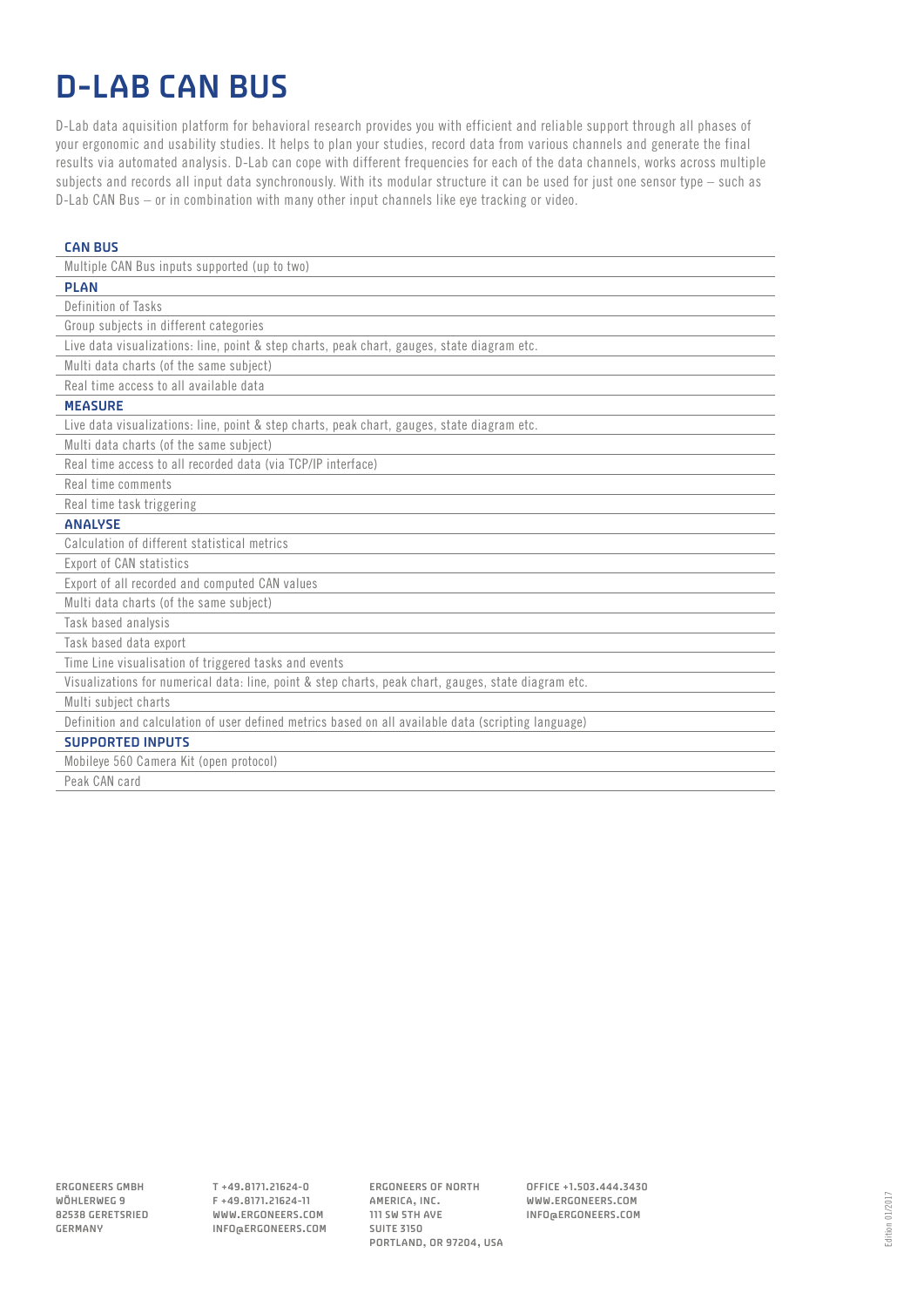# D-LAB CAN BUS

D-Lab data aquisition platform for behavioral research provides you with efficient and reliable support through all phases of your ergonomic and usability studies. It helps to plan your studies, record data from various channels and generate the final results via automated analysis. D-Lab can cope with different frequencies for each of the data channels, works across multiple subjects and records all input data synchronously. With its modular structure it can be used for just one sensor type – such as D-Lab CAN Bus – or in combination with many other input channels like eye tracking or video.

| CAN BUS |
|---|
| Multiple CAN Bus inputs supported (up to two) |
| **PLAN** |
| Definition of Tasks |
| Group subjects in different categories |
| Live data visualizations: line, point & step charts, peak chart, gauges, state diagram etc. |
| Multi data charts (of the same subject) |
| Real time access to all available data |
| **MEASURE** |
| Live data visualizations: line, point & step charts, peak chart, gauges, state diagram etc. |
| Multi data charts (of the same subject) |
| Real time access to all recorded data (via TCP/IP interface) |
| Real time comments |
| Real time task triggering |
| **ANALYSE** |
| Calculation of different statistical metrics |
| Export of CAN statistics |
| Export of all recorded and computed CAN values |
| Multi data charts (of the same subject) |
| Task based analysis |
| Task based data export |
| Time Line visualisation of triggered tasks and events |
| Visualizations for numerical data: line, point & step charts, peak chart, gauges, state diagram etc. |
| Multi subject charts |
| Definition and calculation of user defined metrics based on all available data (scripting language) |
| **SUPPORTED INPUTS** |
| Mobileye 560 Camera Kit (open protocol) |
| Peak CAN card |

ERGONEERS GMBH
WÖHLERWEG 9
82538 GERETSRIED
GERMANY

T +49.8171.21624-0
F +49.8171.21624-11
WWW.ERGONEERS.COM
INFO@ERGONEERS.COM

ERGONEERS OF NORTH AMERICA, INC.
111 SW 5TH AVE
SUITE 3150
PORTLAND, OR 97204, USA

OFFICE +1.503.444.3430
WWW.ERGONEERS.COM
INFO@ERGONEERS.COM

Edition 01/2017